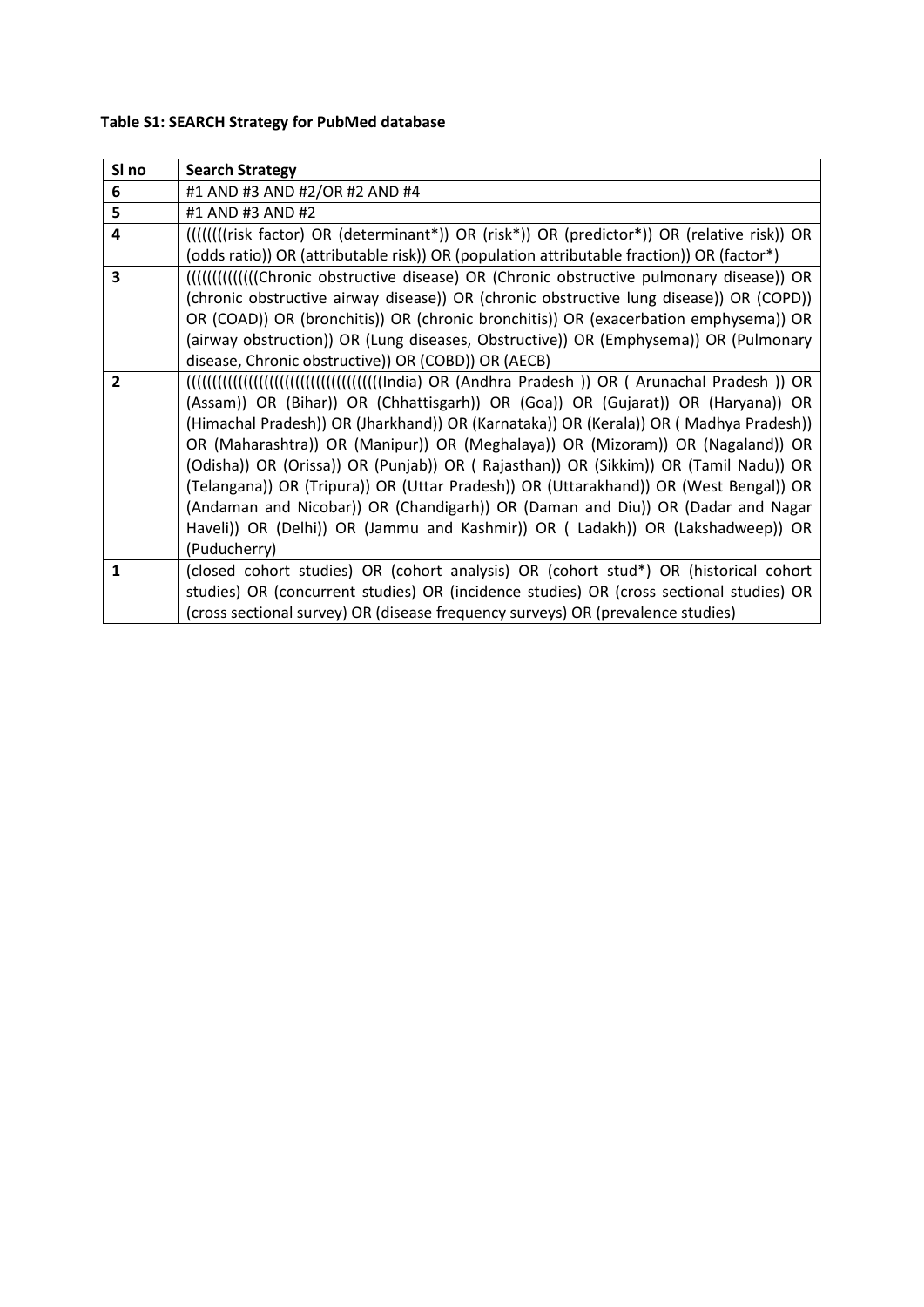**Table S1: SEARCH Strategy for PubMed database**

| Sl no | Search Strategy |
|---|---|
| 6 | #1 AND #3 AND #2/OR #2 AND #4 |
| 5 | #1 AND #3 AND #2 |
| 4 | ((((((((risk factor) OR (determinant*)) OR (risk*)) OR (predictor*)) OR (relative risk)) OR (odds ratio)) OR (attributable risk)) OR (population attributable fraction)) OR (factor*) |
| 3 | (((((((((((((Chronic obstructive disease) OR (Chronic obstructive pulmonary disease)) OR (chronic obstructive airway disease)) OR (chronic obstructive lung disease)) OR (COPD)) OR (COAD)) OR (bronchitis)) OR (chronic bronchitis)) OR (exacerbation emphysema)) OR (airway obstruction)) OR (Lung diseases, Obstructive)) OR (Emphysema)) OR (Pulmonary disease, Chronic obstructive)) OR (COBD)) OR (AECB) |
| 2 | ((((((((((((((((((((((((((((((((((((India) OR (Andhra Pradesh )) OR ( Arunachal Pradesh )) OR (Assam)) OR (Bihar)) OR (Chhattisgarh)) OR (Goa)) OR (Gujarat)) OR (Haryana)) OR (Himachal Pradesh)) OR (Jharkhand)) OR (Karnataka)) OR (Kerala)) OR ( Madhya Pradesh)) OR (Maharashtra)) OR (Manipur)) OR (Meghalaya)) OR (Mizoram)) OR (Nagaland)) OR (Odisha)) OR (Orissa)) OR (Punjab)) OR ( Rajasthan)) OR (Sikkim)) OR (Tamil Nadu)) OR (Telangana)) OR (Tripura)) OR (Uttar Pradesh)) OR (Uttarakhand)) OR (West Bengal)) OR (Andaman and Nicobar)) OR (Chandigarh)) OR (Daman and Diu)) OR (Dadar and Nagar Haveli)) OR (Delhi)) OR (Jammu and Kashmir)) OR ( Ladakh)) OR (Lakshadweep)) OR (Puducherry) |
| 1 | (closed cohort studies) OR (cohort analysis) OR (cohort stud*) OR (historical cohort studies) OR (concurrent studies) OR (incidence studies) OR (cross sectional studies) OR (cross sectional survey) OR (disease frequency surveys) OR (prevalence studies) |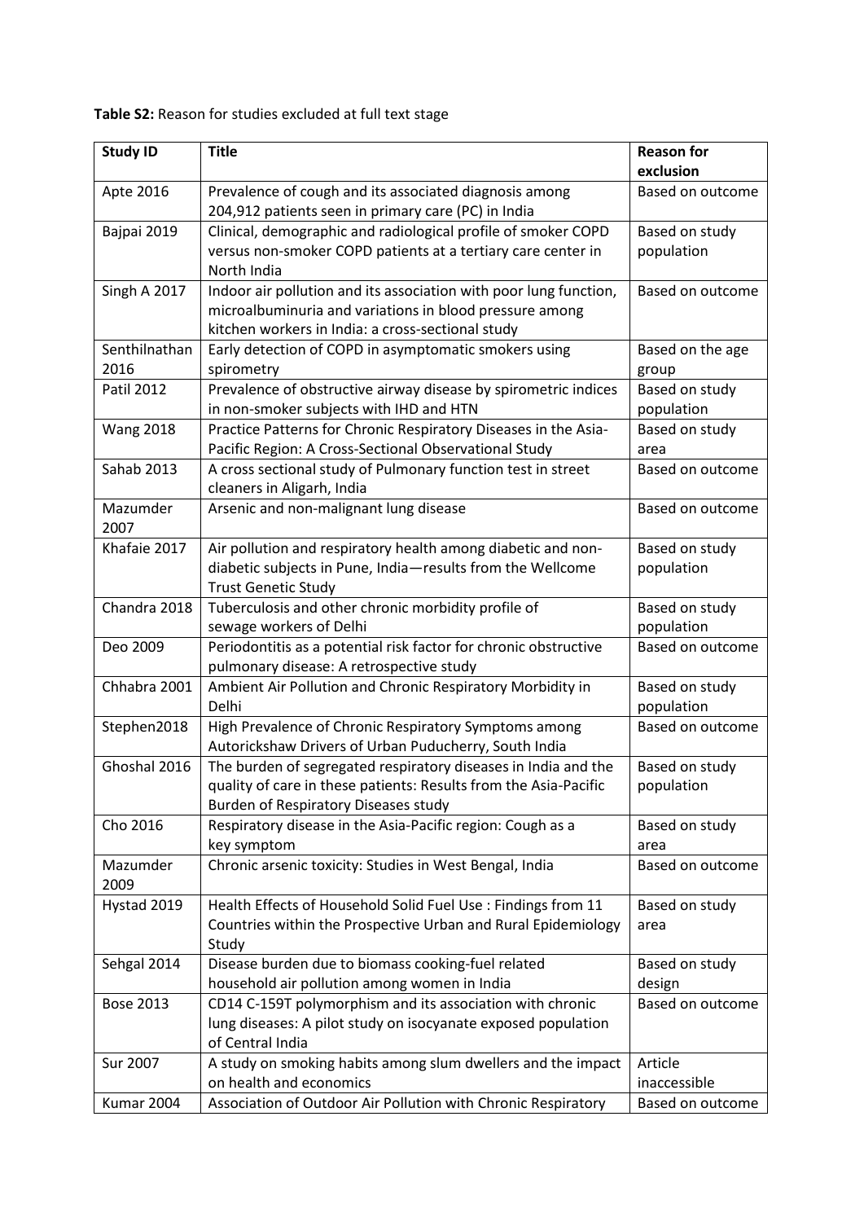**Table S2:** Reason for studies excluded at full text stage

| Study ID | Title | Reason for exclusion |
|---|---|---|
| Apte 2016 | Prevalence of cough and its associated diagnosis among 204,912 patients seen in primary care (PC) in India | Based on outcome |
| Bajpai 2019 | Clinical, demographic and radiological profile of smoker COPD versus non-smoker COPD patients at a tertiary care center in North India | Based on study population |
| Singh A 2017 | Indoor air pollution and its association with poor lung function, microalbuminuria and variations in blood pressure among kitchen workers in India: a cross-sectional study | Based on outcome |
| Senthilnathan 2016 | Early detection of COPD in asymptomatic smokers using spirometry | Based on the age group |
| Patil 2012 | Prevalence of obstructive airway disease by spirometric indices in non-smoker subjects with IHD and HTN | Based on study population |
| Wang 2018 | Practice Patterns for Chronic Respiratory Diseases in the Asia-Pacific Region: A Cross-Sectional Observational Study | Based on study area |
| Sahab 2013 | A cross sectional study of Pulmonary function test in street cleaners in Aligarh, India | Based on outcome |
| Mazumder 2007 | Arsenic and non-malignant lung disease | Based on outcome |
| Khafaie 2017 | Air pollution and respiratory health among diabetic and non-diabetic subjects in Pune, India—results from the Wellcome Trust Genetic Study | Based on study population |
| Chandra 2018 | Tuberculosis and other chronic morbidity profile of sewage workers of Delhi | Based on study population |
| Deo 2009 | Periodontitis as a potential risk factor for chronic obstructive pulmonary disease: A retrospective study | Based on outcome |
| Chhabra 2001 | Ambient Air Pollution and Chronic Respiratory Morbidity in Delhi | Based on study population |
| Stephen2018 | High Prevalence of Chronic Respiratory Symptoms among Autorickshaw Drivers of Urban Puducherry, South India | Based on outcome |
| Ghoshal 2016 | The burden of segregated respiratory diseases in India and the quality of care in these patients: Results from the Asia-Pacific Burden of Respiratory Diseases study | Based on study population |
| Cho 2016 | Respiratory disease in the Asia-Pacific region: Cough as a key symptom | Based on study area |
| Mazumder 2009 | Chronic arsenic toxicity: Studies in West Bengal, India | Based on outcome |
| Hystad 2019 | Health Effects of Household Solid Fuel Use : Findings from 11 Countries within the Prospective Urban and Rural Epidemiology Study | Based on study area |
| Sehgal 2014 | Disease burden due to biomass cooking-fuel related household air pollution among women in India | Based on study design |
| Bose 2013 | CD14 C-159T polymorphism and its association with chronic lung diseases: A pilot study on isocyanate exposed population of Central India | Based on outcome |
| Sur 2007 | A study on smoking habits among slum dwellers and the impact on health and economics | Article inaccessible |
| Kumar 2004 | Association of Outdoor Air Pollution with Chronic Respiratory | Based on outcome |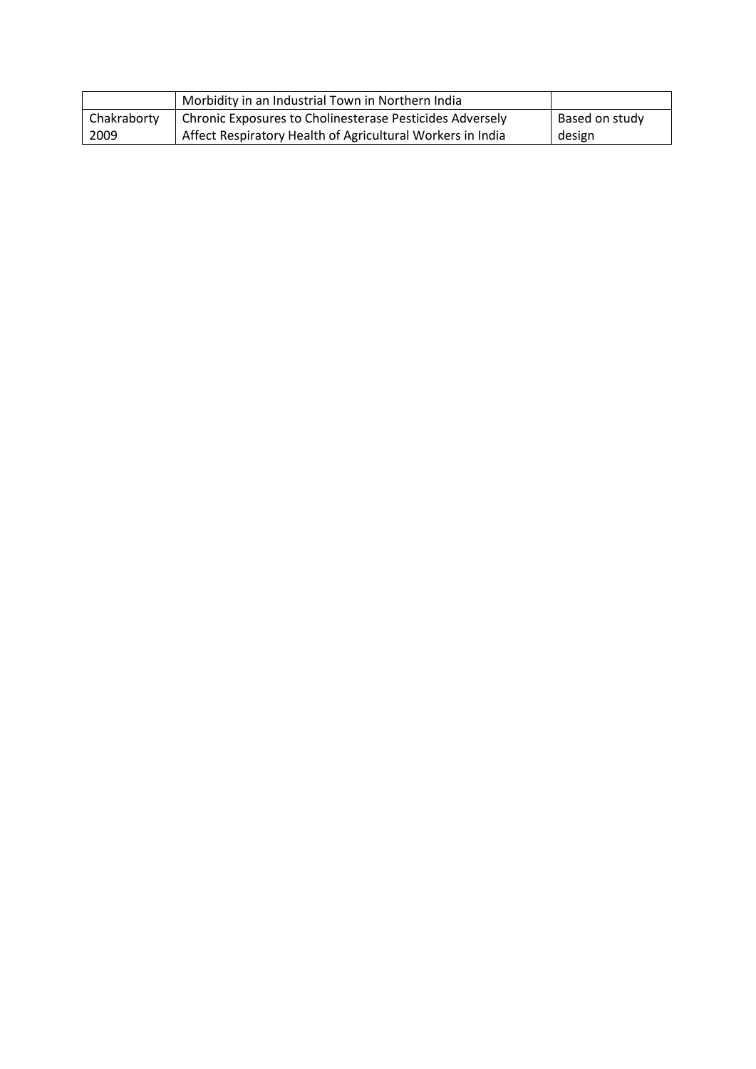| | | |
|---|---|---|
| | Morbidity in an Industrial Town in Northern India | |
| Chakraborty 2009 | Chronic Exposures to Cholinesterase Pesticides Adversely Affect Respiratory Health of Agricultural Workers in India | Based on study design |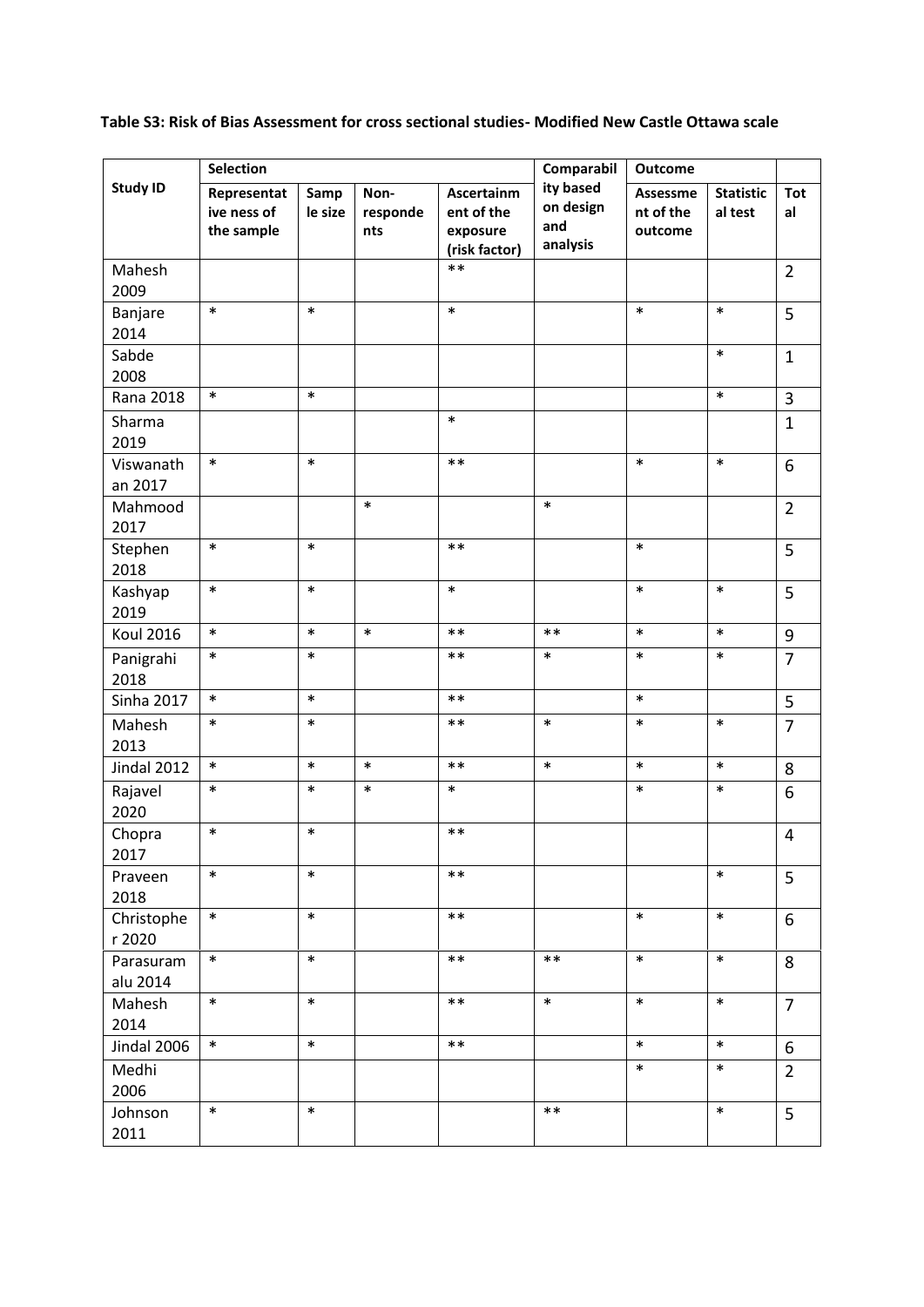**Table S3: Risk of Bias Assessment for cross sectional studies- Modified New Castle Ottawa scale**

| Study ID | Selection | | | | Comparability based on design and analysis | Outcome | | |
|---|---|---|---|---|---|---|---|---|
| | Representativeness of the sample | Sample size | Non-respondents | Ascertainment of the exposure (risk factor) | | Assessment of the outcome | Statistical test | Total |
| Mahesh 2009 | | | | ** | | | | 2 |
| Banjare 2014 | * | * | | * | | * | * | 5 |
| Sabde 2008 | | | | | | | * | 1 |
| Rana 2018 | * | * | | | | | * | 3 |
| Sharma 2019 | | | | * | | | | 1 |
| Viswanathan 2017 | * | * | | ** | | * | * | 6 |
| Mahmood 2017 | | | * | | * | | | 2 |
| Stephen 2018 | * | * | | ** | | * | | 5 |
| Kashyap 2019 | * | * | | * | | * | * | 5 |
| Koul 2016 | * | * | * | ** | ** | * | * | 9 |
| Panigrahi 2018 | * | * | | ** | * | * | * | 7 |
| Sinha 2017 | * | * | | ** | | * | | 5 |
| Mahesh 2013 | * | * | | ** | * | * | * | 7 |
| Jindal 2012 | * | * | * | ** | * | * | * | 8 |
| Rajavel 2020 | * | * | * | * | | * | * | 6 |
| Chopra 2017 | * | * | | ** | | | | 4 |
| Praveen 2018 | * | * | | ** | | | * | 5 |
| Christopher 2020 | * | * | | ** | | * | * | 6 |
| Parasuramalu 2014 | * | * | | ** | ** | * | * | 8 |
| Mahesh 2014 | * | * | | ** | * | * | * | 7 |
| Jindal 2006 | * | * | | ** | | * | * | 6 |
| Medhi 2006 | | | | | | * | * | 2 |
| Johnson 2011 | * | * | | | ** | | * | 5 |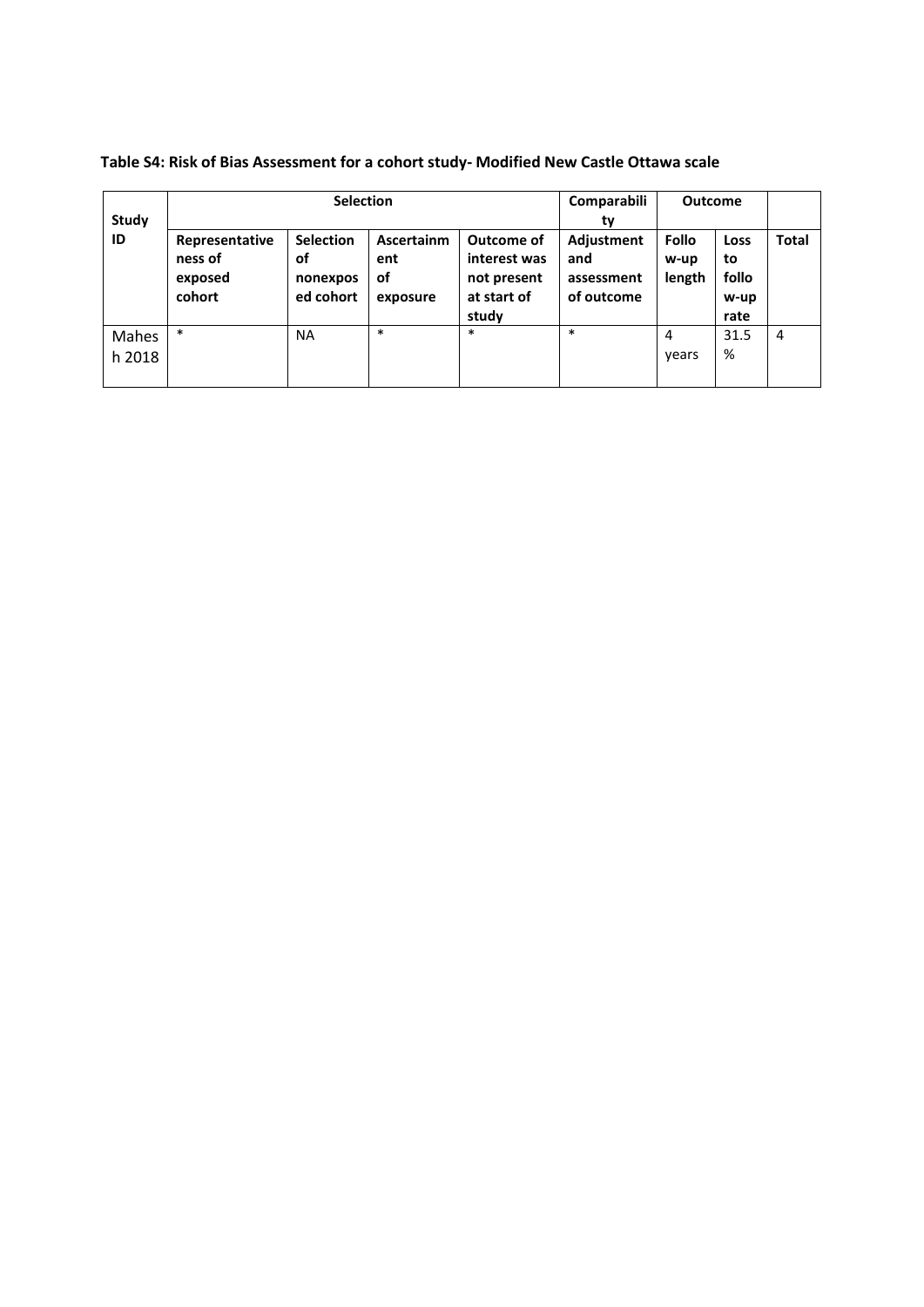**Table S4: Risk of Bias Assessment for a cohort study- Modified New Castle Ottawa scale**

| Study ID | Selection | | | | Comparability | Outcome | | |
|---|---|---|---|---|---|---|---|---|
| | Representativeness of exposed cohort | Selection of nonexposed cohort | Ascertainment of exposure | Outcome of interest was not present at start of study | Adjustment and assessment of outcome | Follow-up length | Loss to follow-up rate | Total |
| Mahesh 2018 | * | NA | * | * | * | 4 years | 31.5 % | 4 |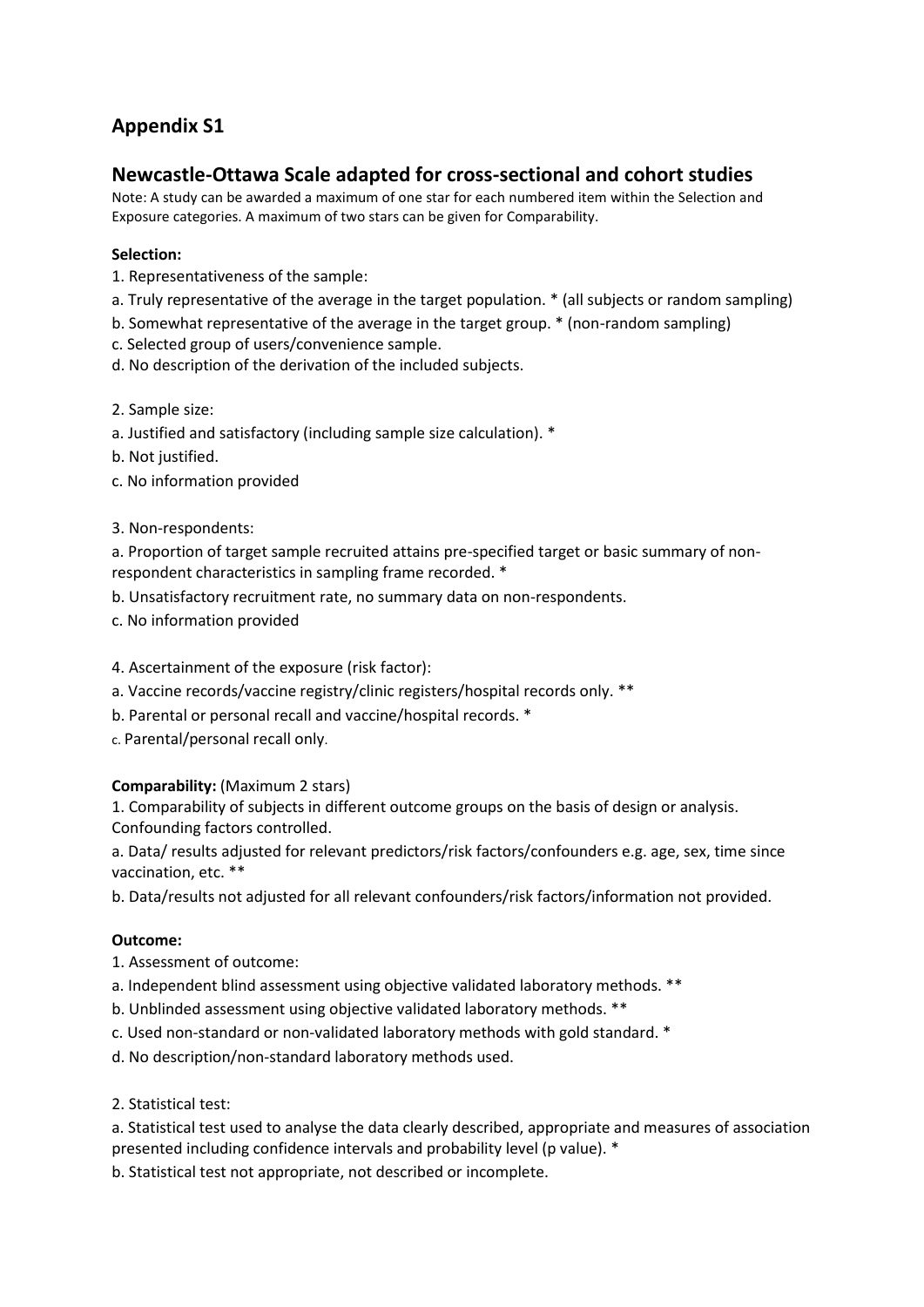# Appendix S1

## Newcastle-Ottawa Scale adapted for cross-sectional and cohort studies

Note: A study can be awarded a maximum of one star for each numbered item within the Selection and Exposure categories. A maximum of two stars can be given for Comparability.

**Selection:**

1. Representativeness of the sample:

a. Truly representative of the average in the target population. * (all subjects or random sampling)

b. Somewhat representative of the average in the target group. * (non-random sampling)

c. Selected group of users/convenience sample.

d. No description of the derivation of the included subjects.

2. Sample size:

a. Justified and satisfactory (including sample size calculation). *

b. Not justified.

c. No information provided

3. Non-respondents:

a. Proportion of target sample recruited attains pre-specified target or basic summary of non-respondent characteristics in sampling frame recorded. *

b. Unsatisfactory recruitment rate, no summary data on non-respondents.

c. No information provided

4. Ascertainment of the exposure (risk factor):

a. Vaccine records/vaccine registry/clinic registers/hospital records only. **

b. Parental or personal recall and vaccine/hospital records. *

c. Parental/personal recall only.

**Comparability:** (Maximum 2 stars)

1. Comparability of subjects in different outcome groups on the basis of design or analysis. Confounding factors controlled.

a. Data/ results adjusted for relevant predictors/risk factors/confounders e.g. age, sex, time since vaccination, etc. **

b. Data/results not adjusted for all relevant confounders/risk factors/information not provided.

**Outcome:**

1. Assessment of outcome:

a. Independent blind assessment using objective validated laboratory methods. **

b. Unblinded assessment using objective validated laboratory methods. **

c. Used non-standard or non-validated laboratory methods with gold standard. *

d. No description/non-standard laboratory methods used.

2. Statistical test:

a. Statistical test used to analyse the data clearly described, appropriate and measures of association presented including confidence intervals and probability level (p value). *

b. Statistical test not appropriate, not described or incomplete.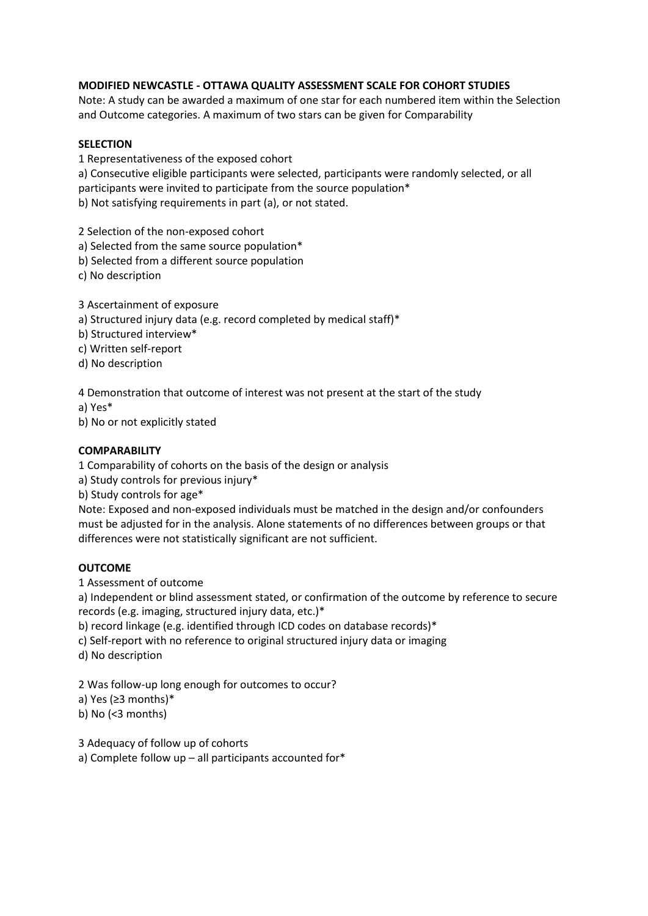**MODIFIED NEWCASTLE - OTTAWA QUALITY ASSESSMENT SCALE FOR COHORT STUDIES**

Note: A study can be awarded a maximum of one star for each numbered item within the Selection and Outcome categories. A maximum of two stars can be given for Comparability

**SELECTION**

1 Representativeness of the exposed cohort

a) Consecutive eligible participants were selected, participants were randomly selected, or all participants were invited to participate from the source population*

b) Not satisfying requirements in part (a), or not stated.

2 Selection of the non-exposed cohort

a) Selected from the same source population*

b) Selected from a different source population

c) No description

3 Ascertainment of exposure

a) Structured injury data (e.g. record completed by medical staff)*

b) Structured interview*

c) Written self-report

d) No description

4 Demonstration that outcome of interest was not present at the start of the study

a) Yes*

b) No or not explicitly stated

**COMPARABILITY**

1 Comparability of cohorts on the basis of the design or analysis

a) Study controls for previous injury*

b) Study controls for age*

Note: Exposed and non-exposed individuals must be matched in the design and/or confounders must be adjusted for in the analysis. Alone statements of no differences between groups or that differences were not statistically significant are not sufficient.

**OUTCOME**

1 Assessment of outcome

a) Independent or blind assessment stated, or confirmation of the outcome by reference to secure records (e.g. imaging, structured injury data, etc.)*

b) record linkage (e.g. identified through ICD codes on database records)*

c) Self-report with no reference to original structured injury data or imaging

d) No description

2 Was follow-up long enough for outcomes to occur?

a) Yes (≥3 months)*

b) No (<3 months)

3 Adequacy of follow up of cohorts

a) Complete follow up – all participants accounted for*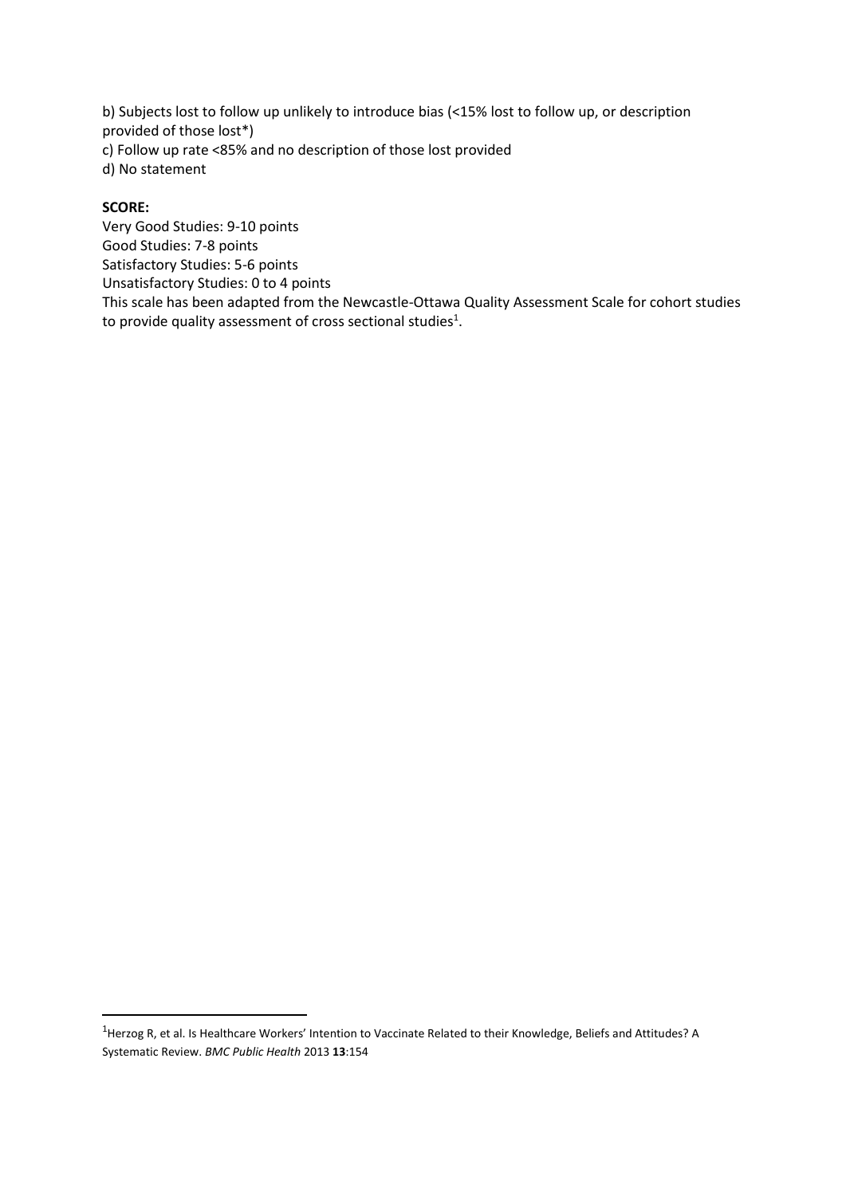b) Subjects lost to follow up unlikely to introduce bias (<15% lost to follow up, or description provided of those lost*)

c) Follow up rate <85% and no description of those lost provided

d) No statement

**SCORE:**

Very Good Studies: 9-10 points

Good Studies: 7-8 points

Satisfactory Studies: 5-6 points

Unsatisfactory Studies: 0 to 4 points

This scale has been adapted from the Newcastle-Ottawa Quality Assessment Scale for cohort studies to provide quality assessment of cross sectional studies[1].

---

[1] Herzog R, et al. Is Healthcare Workers' Intention to Vaccinate Related to their Knowledge, Beliefs and Attitudes? A Systematic Review. *BMC Public Health* 2013 **13**:154